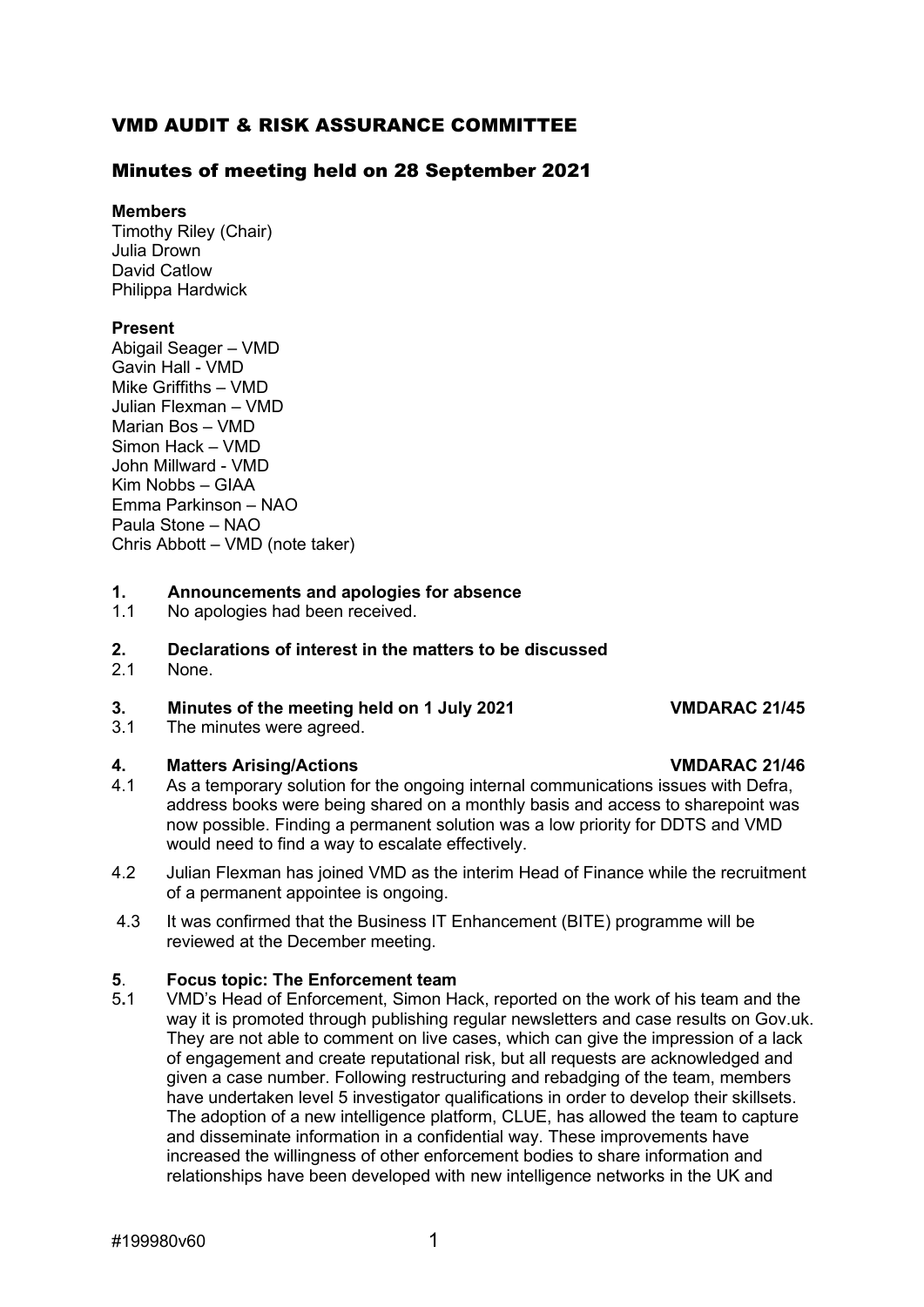# VMD AUDIT & RISK ASSURANCE COMMITTEE

## Minutes of meeting held on 28 September 2021

**Members**
Timothy Riley (Chair)
Julia Drown
David Catlow
Philippa Hardwick

**Present**
Abigail Seager – VMD
Gavin Hall - VMD
Mike Griffiths – VMD
Julian Flexman – VMD
Marian Bos – VMD
Simon Hack – VMD
John Millward - VMD
Kim Nobbs – GIAA
Emma Parkinson – NAO
Paula Stone – NAO
Chris Abbott – VMD (note taker)

**1. Announcements and apologies for absence**

1.1 No apologies had been received.

**2. Declarations of interest in the matters to be discussed**

2.1 None.

**3. Minutes of the meeting held on 1 July 2021** **VMDARAC 21/45**

3.1 The minutes were agreed.

**4. Matters Arising/Actions** **VMDARAC 21/46**

4.1 As a temporary solution for the ongoing internal communications issues with Defra, address books were being shared on a monthly basis and access to sharepoint was now possible. Finding a permanent solution was a low priority for DDTS and VMD would need to find a way to escalate effectively.

4.2 Julian Flexman has joined VMD as the interim Head of Finance while the recruitment of a permanent appointee is ongoing.

4.3 It was confirmed that the Business IT Enhancement (BITE) programme will be reviewed at the December meeting.

**5. Focus topic: The Enforcement team**

5.1 VMD's Head of Enforcement, Simon Hack, reported on the work of his team and the way it is promoted through publishing regular newsletters and case results on Gov.uk. They are not able to comment on live cases, which can give the impression of a lack of engagement and create reputational risk, but all requests are acknowledged and given a case number. Following restructuring and rebadging of the team, members have undertaken level 5 investigator qualifications in order to develop their skillsets. The adoption of a new intelligence platform, CLUE, has allowed the team to capture and disseminate information in a confidential way. These improvements have increased the willingness of other enforcement bodies to share information and relationships have been developed with new intelligence networks in the UK and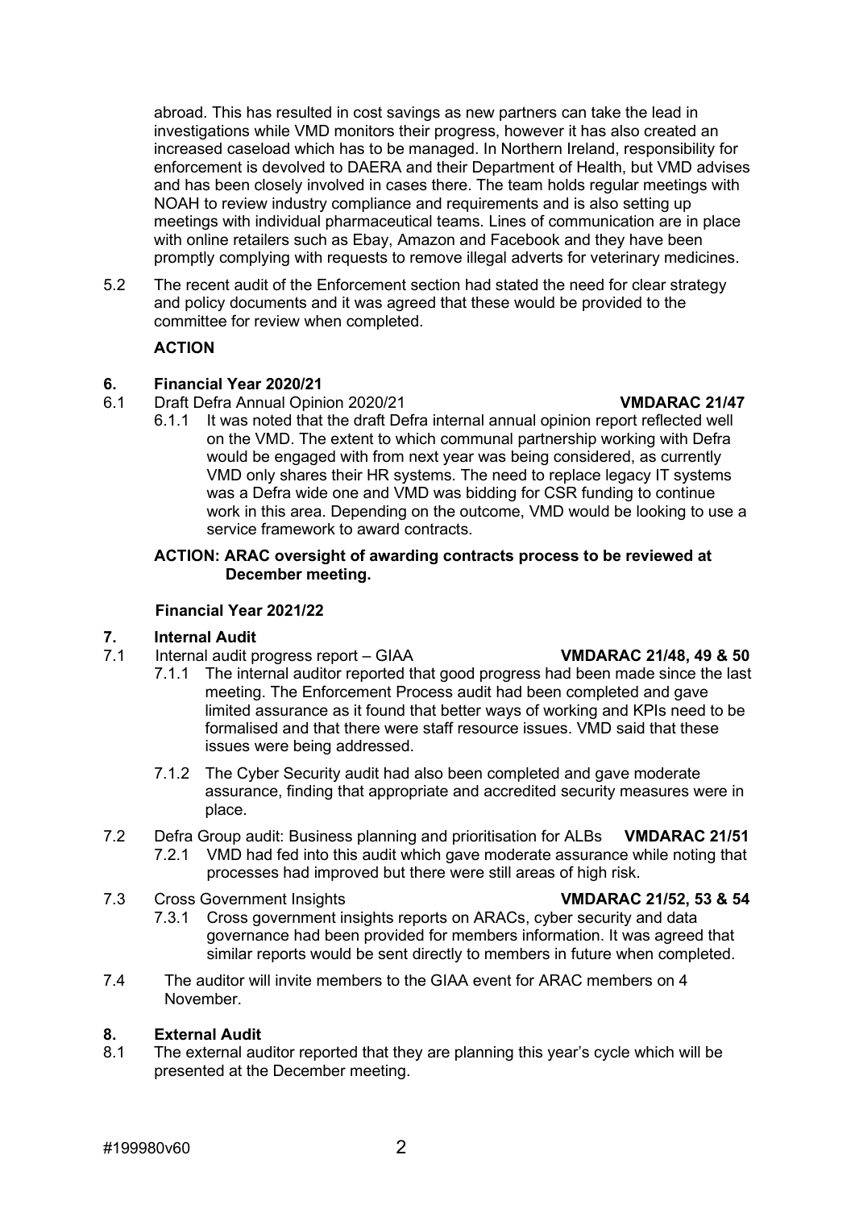abroad. This has resulted in cost savings as new partners can take the lead in investigations while VMD monitors their progress, however it has also created an increased caseload which has to be managed. In Northern Ireland, responsibility for enforcement is devolved to DAERA and their Department of Health, but VMD advises and has been closely involved in cases there. The team holds regular meetings with NOAH to review industry compliance and requirements and is also setting up meetings with individual pharmaceutical teams. Lines of communication are in place with online retailers such as Ebay, Amazon and Facebook and they have been promptly complying with requests to remove illegal adverts for veterinary medicines.

5.2 The recent audit of the Enforcement section had stated the need for clear strategy and policy documents and it was agreed that these would be provided to the committee for review when completed.

**ACTION**

## 6. Financial Year 2020/21

6.1 Draft Defra Annual Opinion 2020/21 **VMDARAC 21/47**

6.1.1 It was noted that the draft Defra internal annual opinion report reflected well on the VMD. The extent to which communal partnership working with Defra would be engaged with from next year was being considered, as currently VMD only shares their HR systems. The need to replace legacy IT systems was a Defra wide one and VMD was bidding for CSR funding to continue work in this area. Depending on the outcome, VMD would be looking to use a service framework to award contracts.

**ACTION: ARAC oversight of awarding contracts process to be reviewed at December meeting.**

**Financial Year 2021/22**

## 7. Internal Audit

7.1 Internal audit progress report – GIAA **VMDARAC 21/48, 49 & 50**

7.1.1 The internal auditor reported that good progress had been made since the last meeting. The Enforcement Process audit had been completed and gave limited assurance as it found that better ways of working and KPIs need to be formalised and that there were staff resource issues. VMD said that these issues were being addressed.

7.1.2 The Cyber Security audit had also been completed and gave moderate assurance, finding that appropriate and accredited security measures were in place.

7.2 Defra Group audit: Business planning and prioritisation for ALBs **VMDARAC 21/51**

7.2.1 VMD had fed into this audit which gave moderate assurance while noting that processes had improved but there were still areas of high risk.

7.3 Cross Government Insights **VMDARAC 21/52, 53 & 54**

7.3.1 Cross government insights reports on ARACs, cyber security and data governance had been provided for members information. It was agreed that similar reports would be sent directly to members in future when completed.

7.4 The auditor will invite members to the GIAA event for ARAC members on 4 November.

## 8. External Audit

8.1 The external auditor reported that they are planning this year's cycle which will be presented at the December meeting.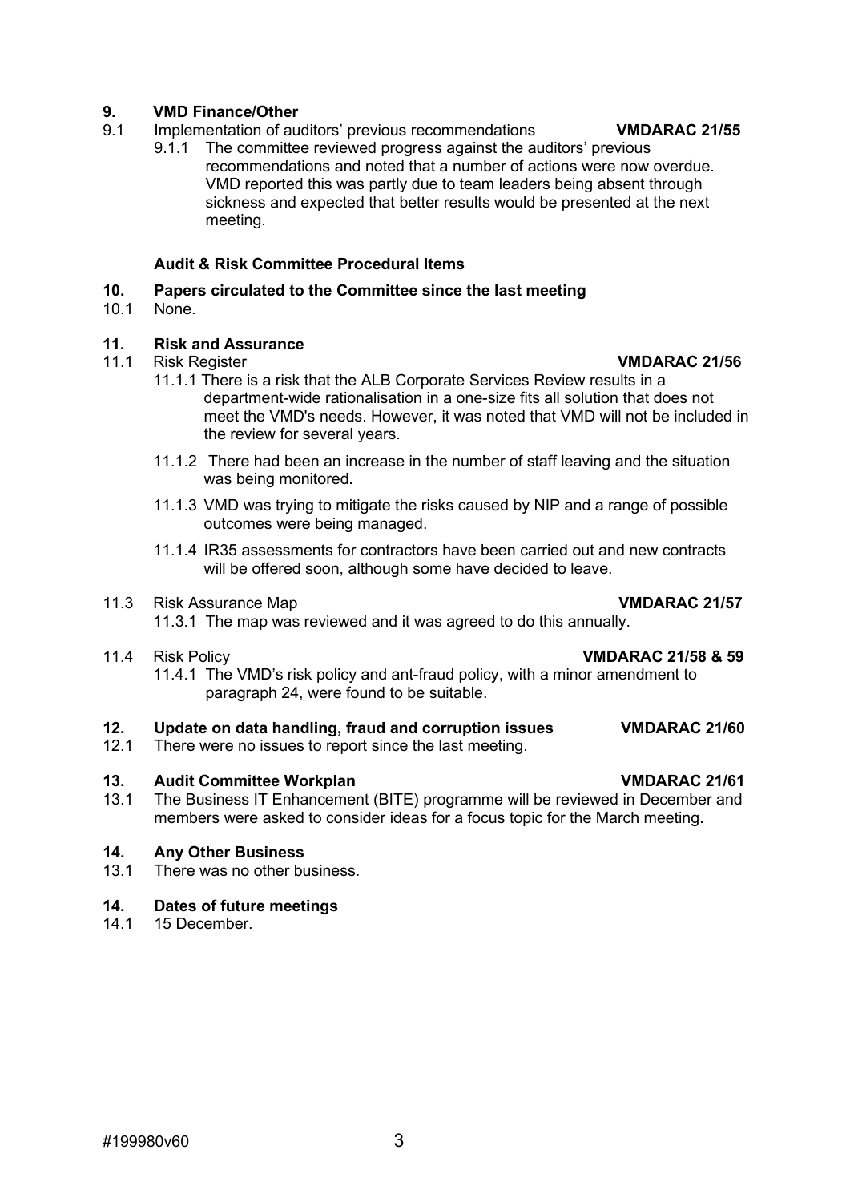## 9. VMD Finance/Other

9.1 Implementation of auditors' previous recommendations **VMDARAC 21/55**

9.1.1 The committee reviewed progress against the auditors' previous recommendations and noted that a number of actions were now overdue. VMD reported this was partly due to team leaders being absent through sickness and expected that better results would be presented at the next meeting.

### Audit & Risk Committee Procedural Items

## 10. Papers circulated to the Committee since the last meeting

10.1 None.

## 11. Risk and Assurance

11.1 Risk Register **VMDARAC 21/56**

11.1.1 There is a risk that the ALB Corporate Services Review results in a department-wide rationalisation in a one-size fits all solution that does not meet the VMD's needs. However, it was noted that VMD will not be included in the review for several years.

11.1.2 There had been an increase in the number of staff leaving and the situation was being monitored.

11.1.3 VMD was trying to mitigate the risks caused by NIP and a range of possible outcomes were being managed.

11.1.4 IR35 assessments for contractors have been carried out and new contracts will be offered soon, although some have decided to leave.

11.3 Risk Assurance Map **VMDARAC 21/57**

11.3.1 The map was reviewed and it was agreed to do this annually.

11.4 Risk Policy **VMDARAC 21/58 & 59**

11.4.1 The VMD's risk policy and ant-fraud policy, with a minor amendment to paragraph 24, were found to be suitable.

## 12. Update on data handling, fraud and corruption issues **VMDARAC 21/60**

12.1 There were no issues to report since the last meeting.

## 13. Audit Committee Workplan **VMDARAC 21/61**

13.1 The Business IT Enhancement (BITE) programme will be reviewed in December and members were asked to consider ideas for a focus topic for the March meeting.

## 14. Any Other Business

13.1 There was no other business.

## 14. Dates of future meetings

14.1 15 December.

#199980v60